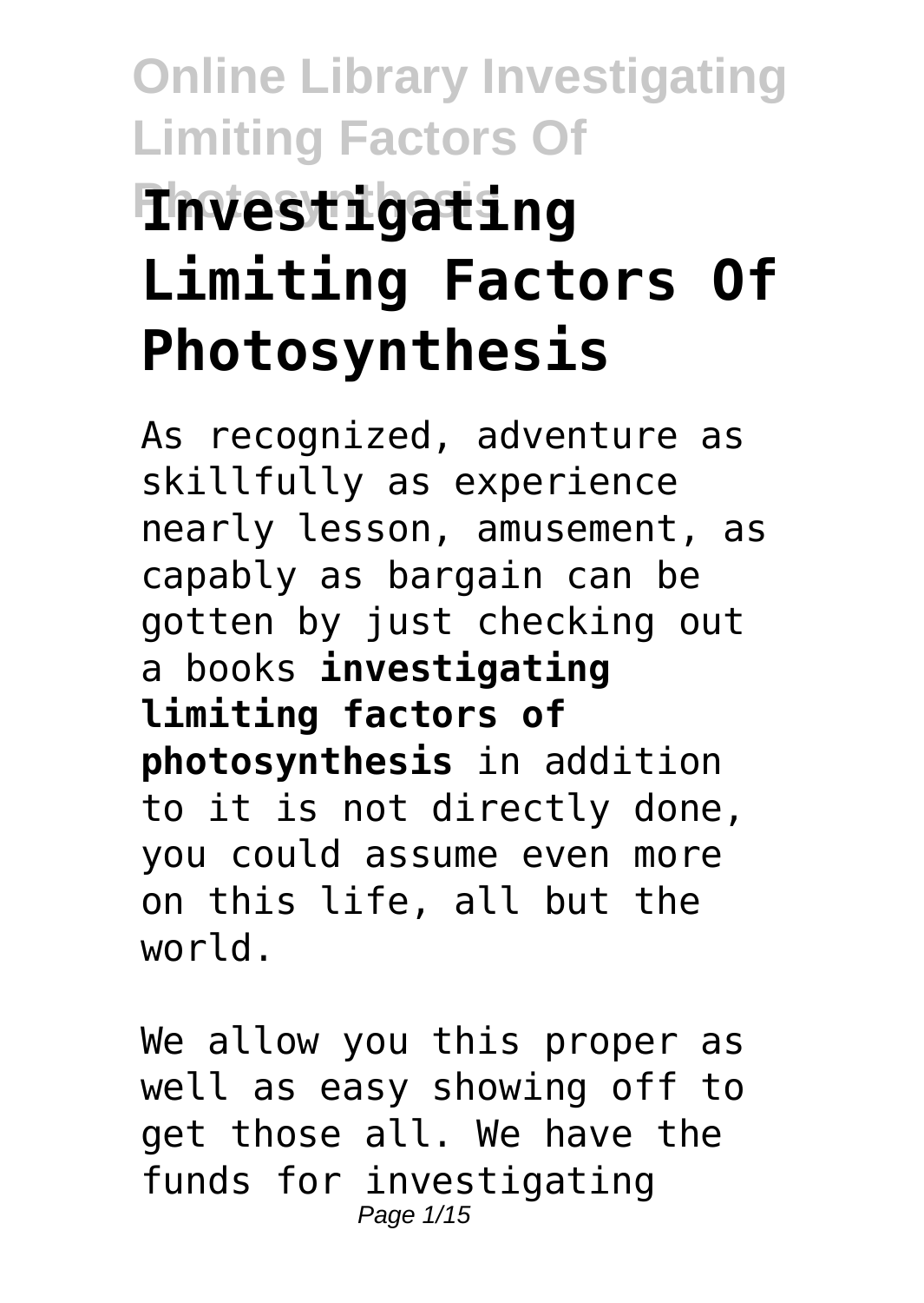# Investigating Limiting Factors Of Photosynthesis

As recognized, adventure as skillfully as experience nearly lesson, amusement, as capably as bargain can be gotten by just checking out a books **investigating limiting factors of photosynthesis** in addition to it is not directly done, you could assume even more on this life, all but the world.

We allow you this proper as well as easy showing off to get those all. We have the funds for investigating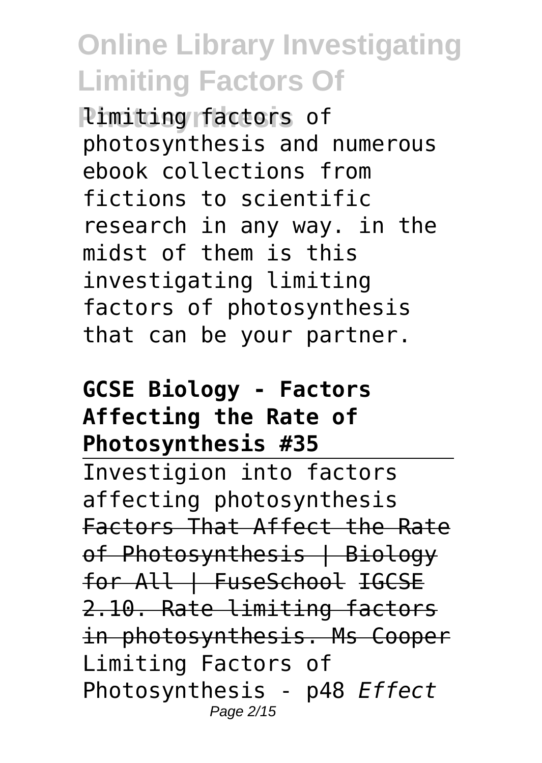limiting factors of photosynthesis and numerous ebook collections from fictions to scientific research in any way. in the midst of them is this investigating limiting factors of photosynthesis that can be your partner.

**GCSE Biology - Factors Affecting the Rate of Photosynthesis #35**

Investigion into factors affecting photosynthesis

~~Factors That Affect the Rate of Photosynthesis | Biology for All | FuseSchool~~ ~~IGCSE 2.10. Rate limiting factors in photosynthesis. Ms Cooper~~

Limiting Factors of Photosynthesis - p48 *Effect*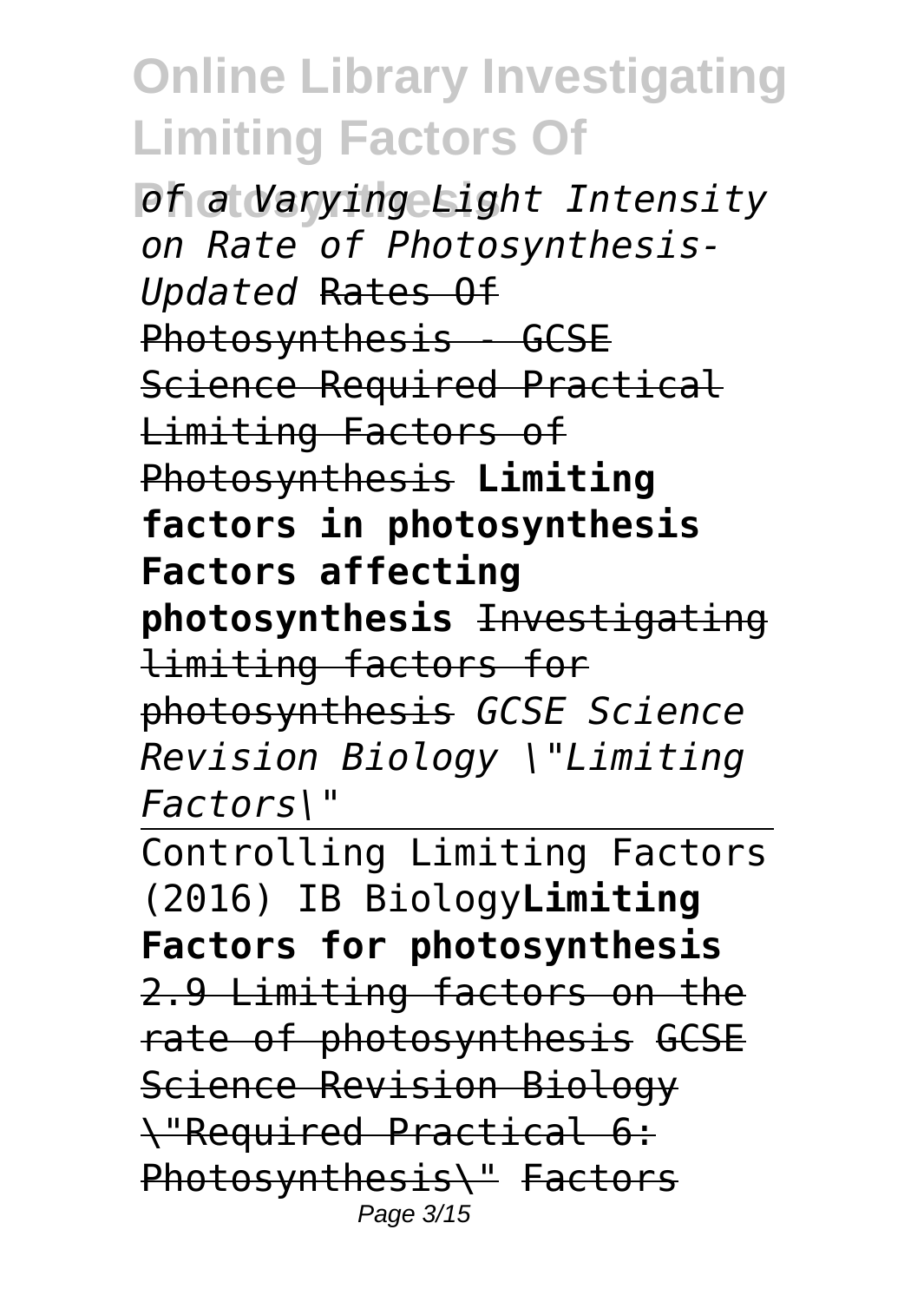*of a Varying Light Intensity on Rate of Photosynthesis- Updated* Rates Of Photosynthesis - GCSE Science Required Practical Limiting Factors of Photosynthesis **Limiting factors in photosynthesis Factors affecting photosynthesis** Investigating limiting factors for photosynthesis *GCSE Science Revision Biology \"Limiting Factors\"*

Controlling Limiting Factors (2016) IB Biology**Limiting Factors for photosynthesis** 2.9 Limiting factors on the rate of photosynthesis GCSE Science Revision Biology \"Required Practical 6: Photosynthesis\" Factors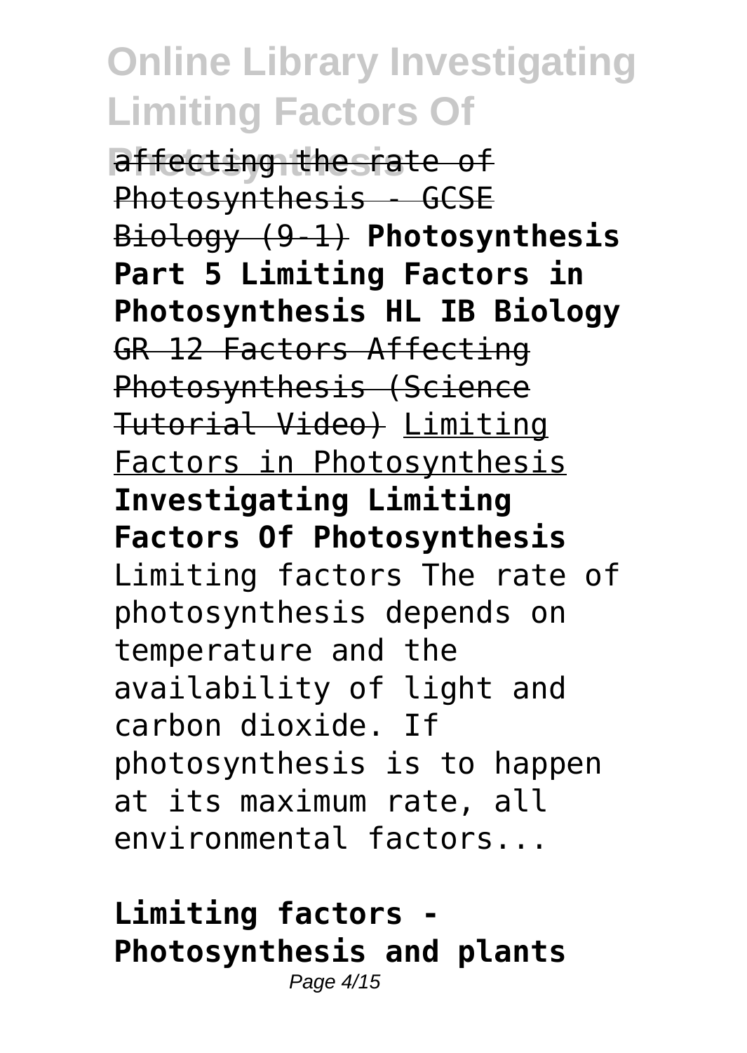affecting the rate of Photosynthesis - GCSE Biology (9-1) **Photosynthesis Part 5 Limiting Factors in Photosynthesis HL IB Biology** GR 12 Factors Affecting Photosynthesis (Science Tutorial Video) Limiting Factors in Photosynthesis **Investigating Limiting Factors Of Photosynthesis** Limiting factors The rate of photosynthesis depends on temperature and the availability of light and carbon dioxide. If photosynthesis is to happen at its maximum rate, all environmental factors...

**Limiting factors - Photosynthesis and plants**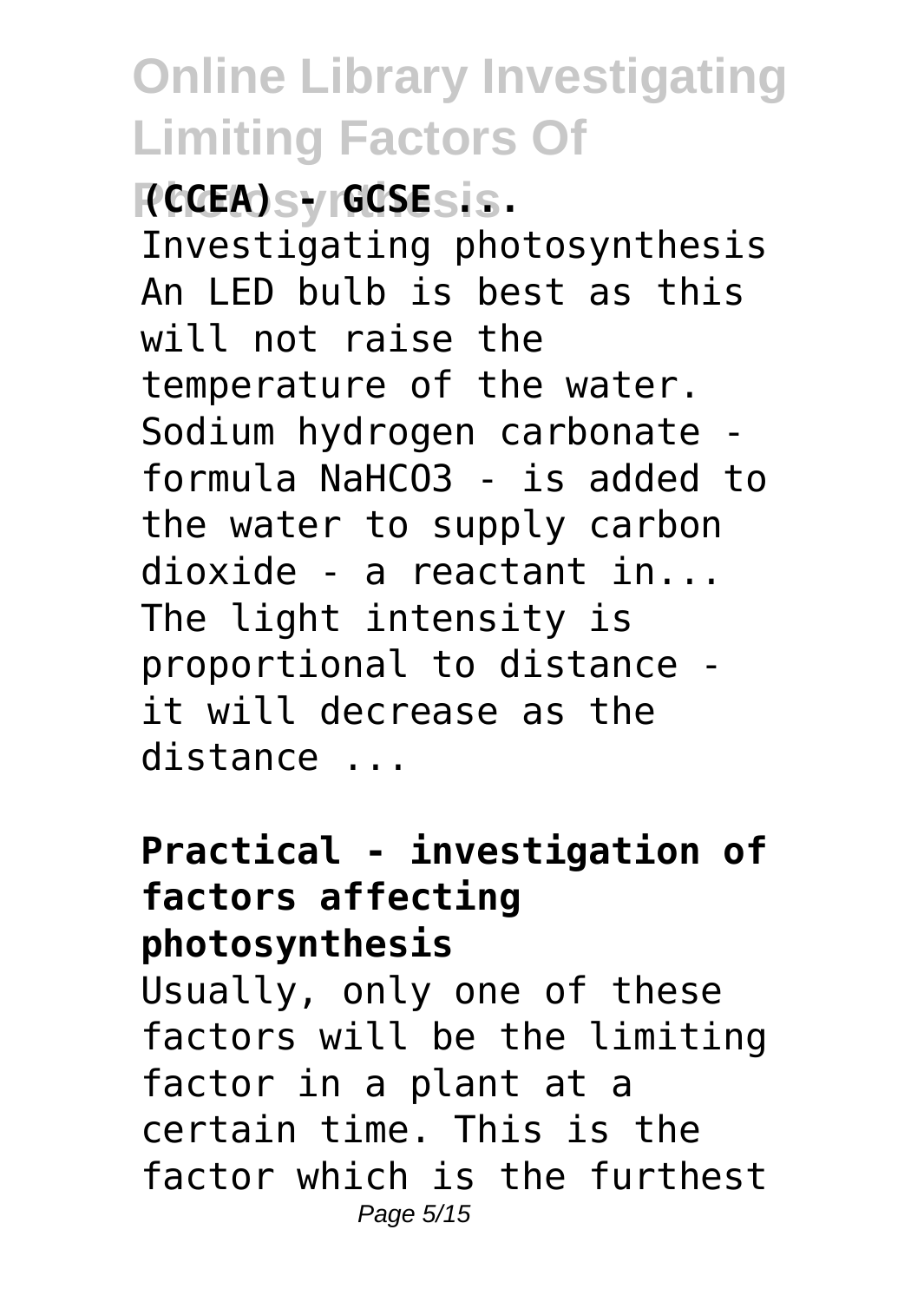**(CCEA) - GCSE ...**

Investigating photosynthesis An LED bulb is best as this will not raise the temperature of the water. Sodium hydrogen carbonate - formula $NaHCO_3$ - is added to the water to supply carbon dioxide - a reactant in... The light intensity is proportional to distance - it will decrease as the distance ...

**Practical - investigation of factors affecting photosynthesis**

Usually, only one of these factors will be the limiting factor in a plant at a certain time. This is the factor which is the furthest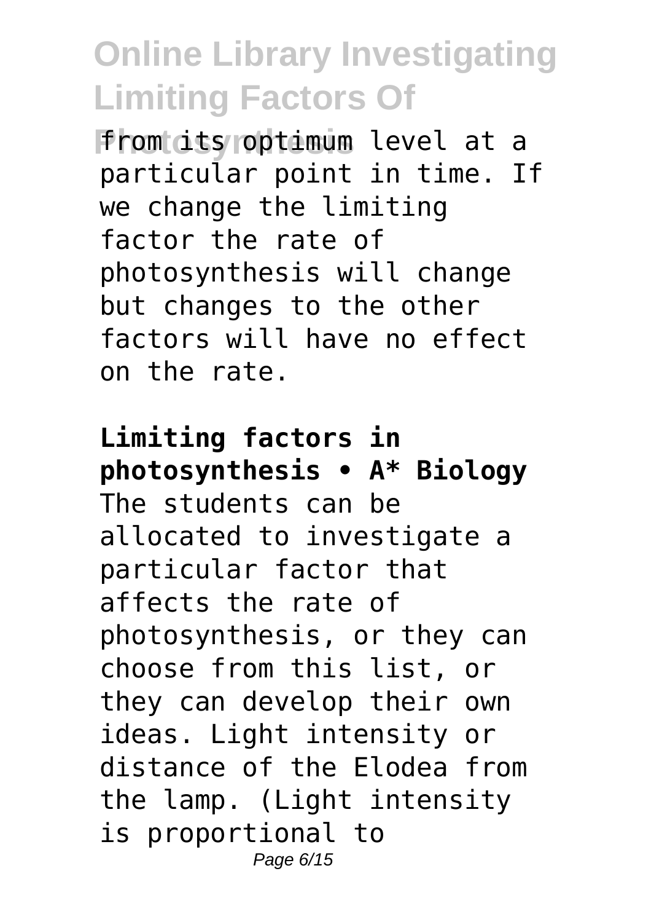from its optimum level at a particular point in time. If we change the limiting factor the rate of photosynthesis will change but changes to the other factors will have no effect on the rate.

**Limiting factors in photosynthesis • A* Biology**

The students can be allocated to investigate a particular factor that affects the rate of photosynthesis, or they can choose from this list, or they can develop their own ideas. Light intensity or distance of the Elodea from the lamp. (Light intensity is proportional to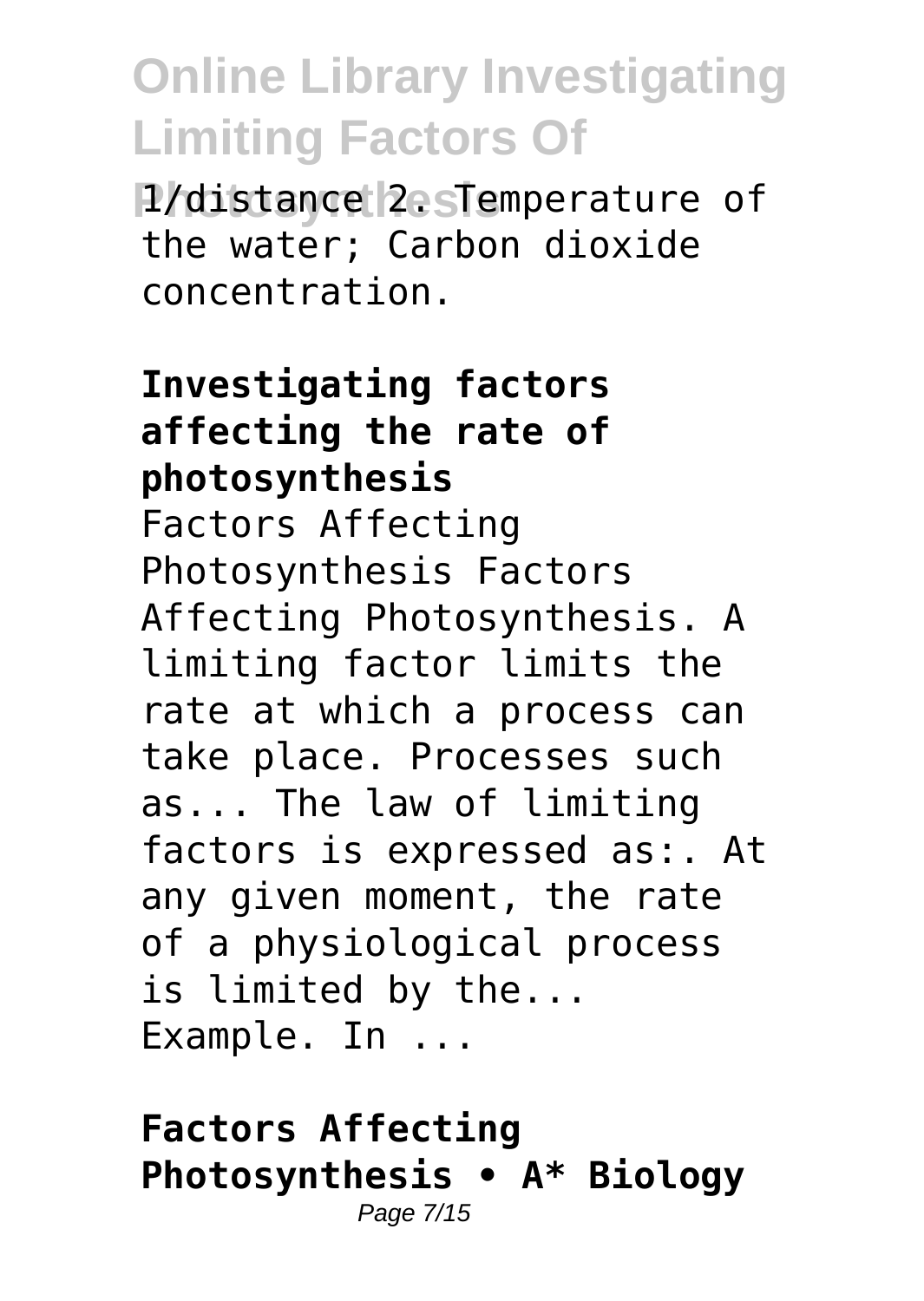1/distance 2. Temperature of the water; Carbon dioxide concentration.

**Investigating factors affecting the rate of photosynthesis**

Factors Affecting Photosynthesis Factors Affecting Photosynthesis. A limiting factor limits the rate at which a process can take place. Processes such as... The law of limiting factors is expressed as:. At any given moment, the rate of a physiological process is limited by the... Example. In ...

**Factors Affecting Photosynthesis • A* Biology**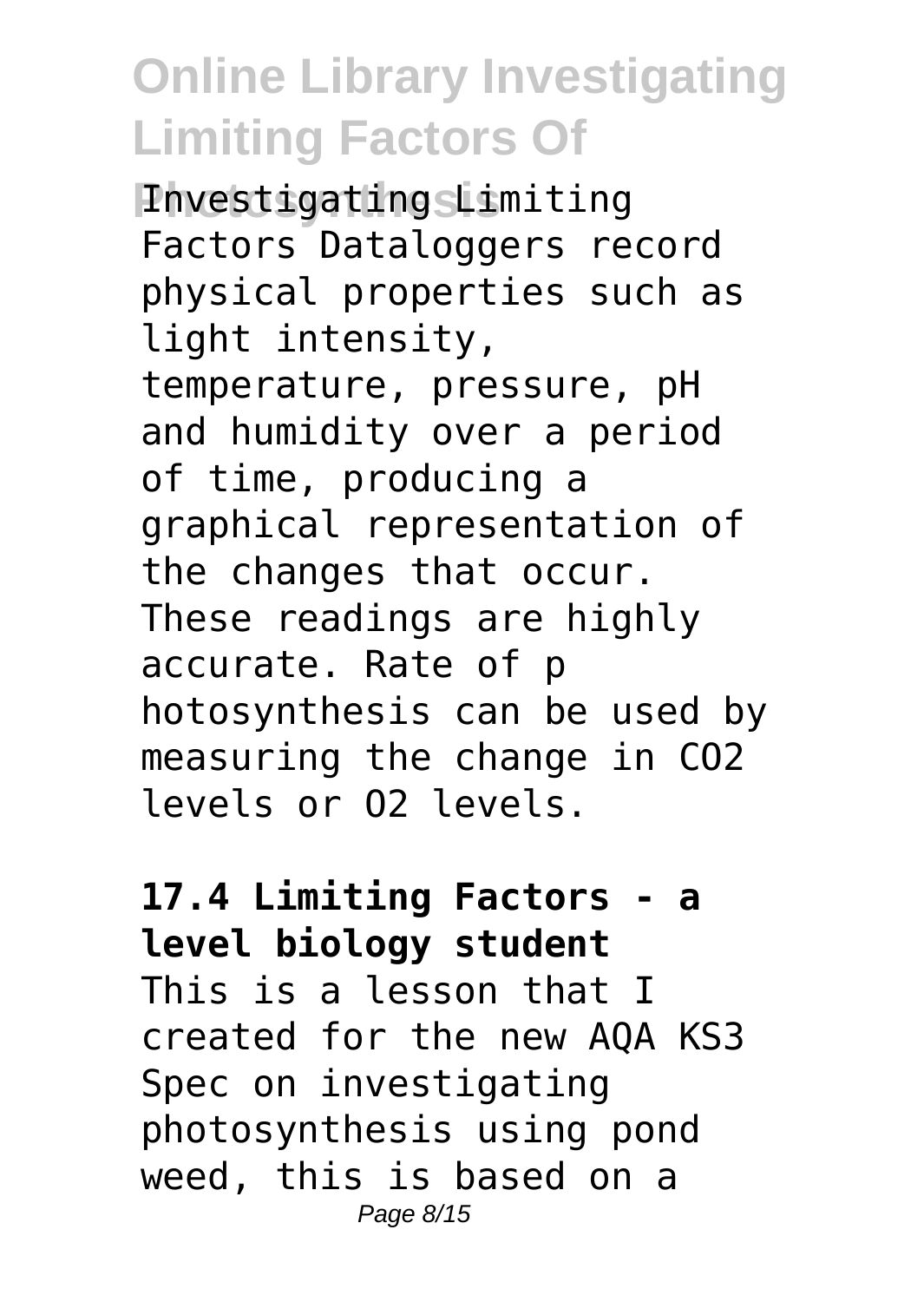Investigating Limiting Factors Dataloggers record physical properties such as light intensity, temperature, pressure, pH and humidity over a period of time, producing a graphical representation of the changes that occur. These readings are highly accurate. Rate of p hotosynthesis can be used by measuring the change in $CO_2$ levels or $O_2$ levels.

**17.4 Limiting Factors - a level biology student**

This is a lesson that I created for the new AQA KS3 Spec on investigating photosynthesis using pond weed, this is based on a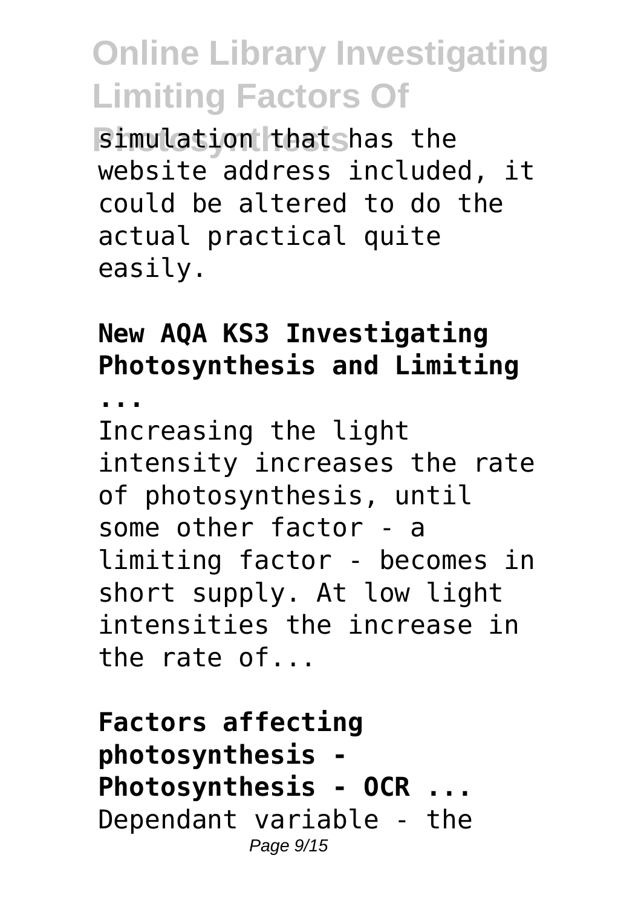simulation that has the website address included, it could be altered to do the actual practical quite easily.

**New AQA KS3 Investigating Photosynthesis and Limiting ...**

Increasing the light intensity increases the rate of photosynthesis, until some other factor - a limiting factor - becomes in short supply. At low light intensities the increase in the rate of...

**Factors affecting photosynthesis - Photosynthesis - OCR ...**

Dependant variable - the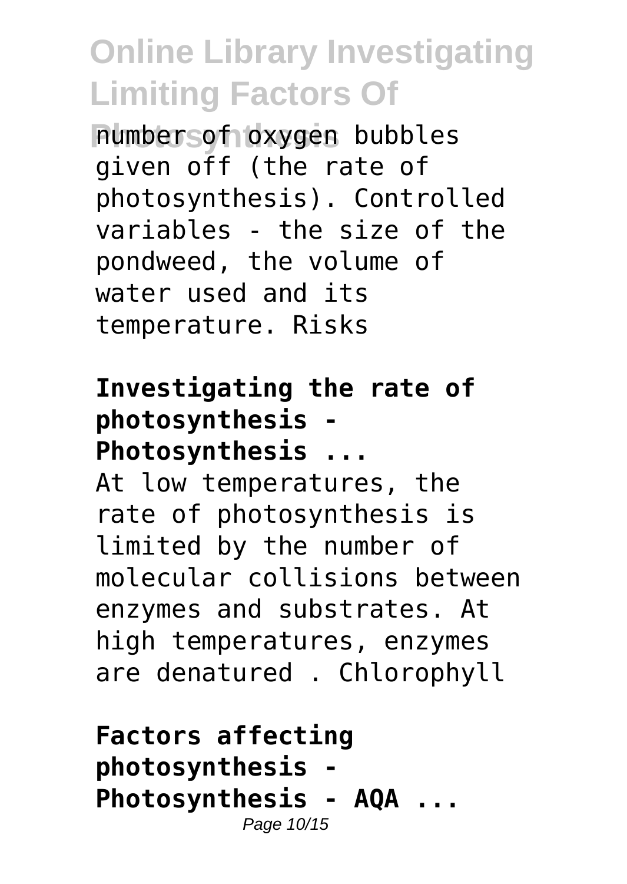number of oxygen bubbles given off (the rate of photosynthesis). Controlled variables - the size of the pondweed, the volume of water used and its temperature. Risks

**Investigating the rate of photosynthesis - Photosynthesis ...**

At low temperatures, the rate of photosynthesis is limited by the number of molecular collisions between enzymes and substrates. At high temperatures, enzymes are denatured . Chlorophyll

**Factors affecting photosynthesis - Photosynthesis - AQA ...**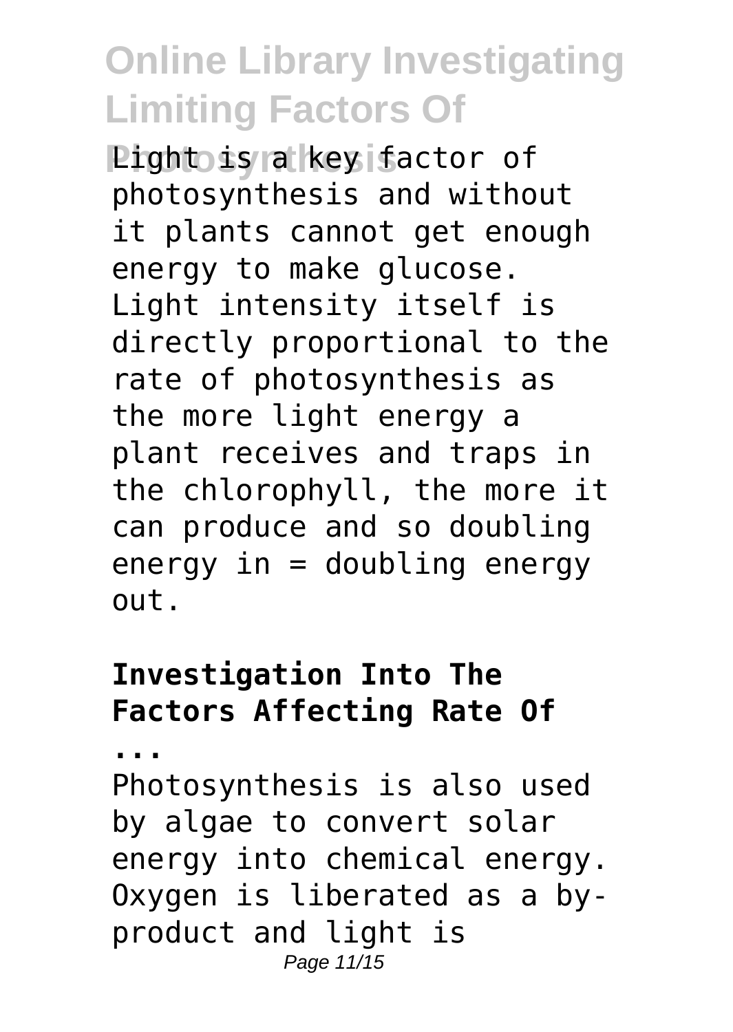Light is a key factor of photosynthesis and without it plants cannot get enough energy to make glucose. Light intensity itself is directly proportional to the rate of photosynthesis as the more light energy a plant receives and traps in the chlorophyll, the more it can produce and so doubling energy in = doubling energy out.

### Investigation Into The Factors Affecting Rate Of ...

Photosynthesis is also used by algae to convert solar energy into chemical energy. Oxygen is liberated as a by-product and light is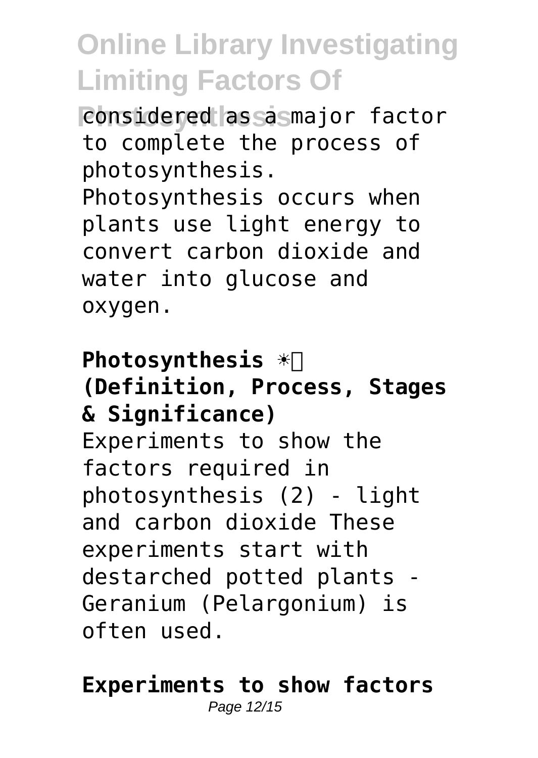considered as a major factor to complete the process of photosynthesis. Photosynthesis occurs when plants use light energy to convert carbon dioxide and water into glucose and oxygen.

**Photosynthesis ☀️ (Definition, Process, Stages & Significance)**

Experiments to show the factors required in photosynthesis (2) - light and carbon dioxide These experiments start with destarched potted plants - Geranium (Pelargonium) is often used.

**Experiments to show factors**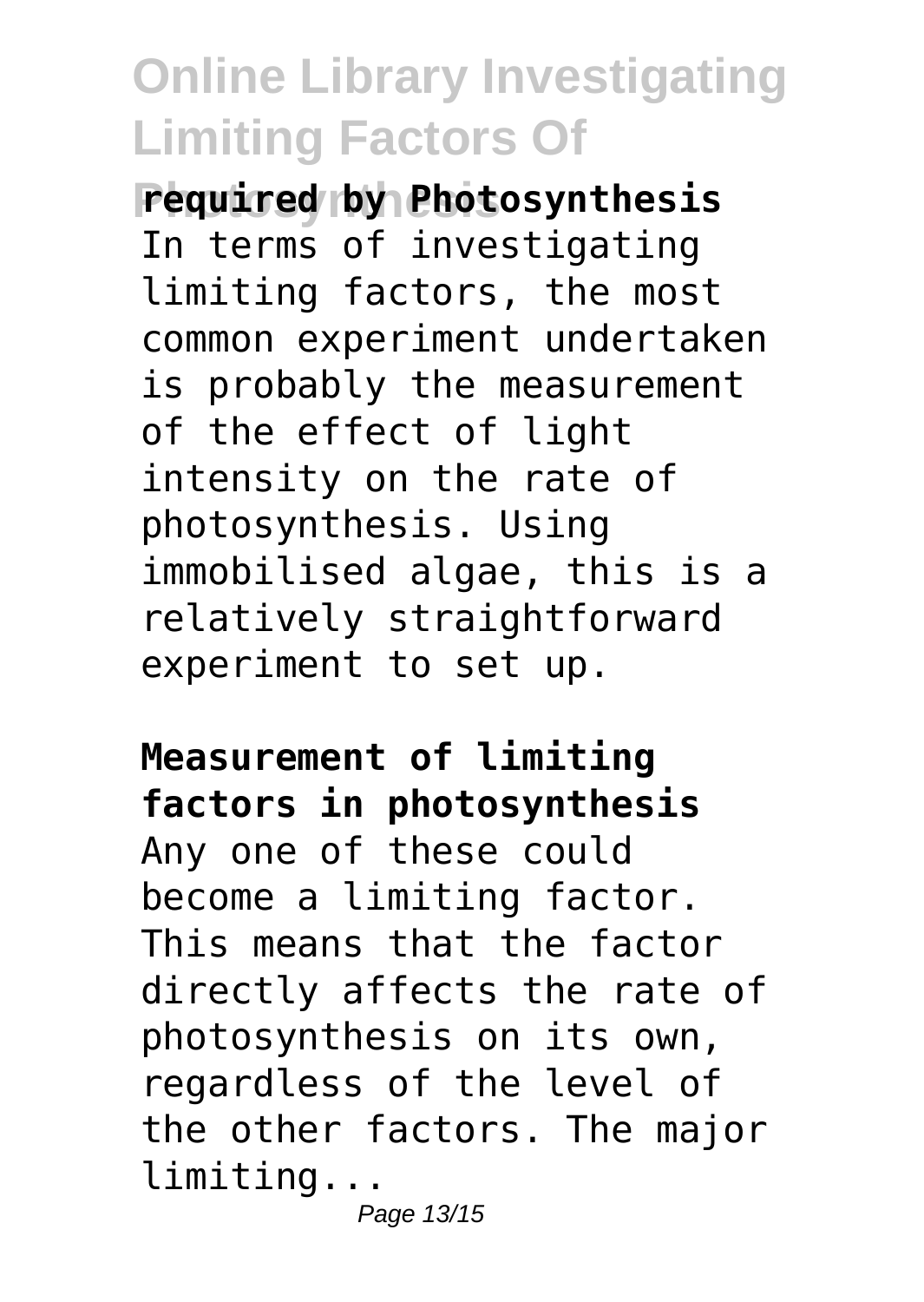**required by Photosynthesis**

In terms of investigating limiting factors, the most common experiment undertaken is probably the measurement of the effect of light intensity on the rate of photosynthesis. Using immobilised algae, this is a relatively straightforward experiment to set up.

**Measurement of limiting factors in photosynthesis**

Any one of these could become a limiting factor. This means that the factor directly affects the rate of photosynthesis on its own, regardless of the level of the other factors. The major limiting...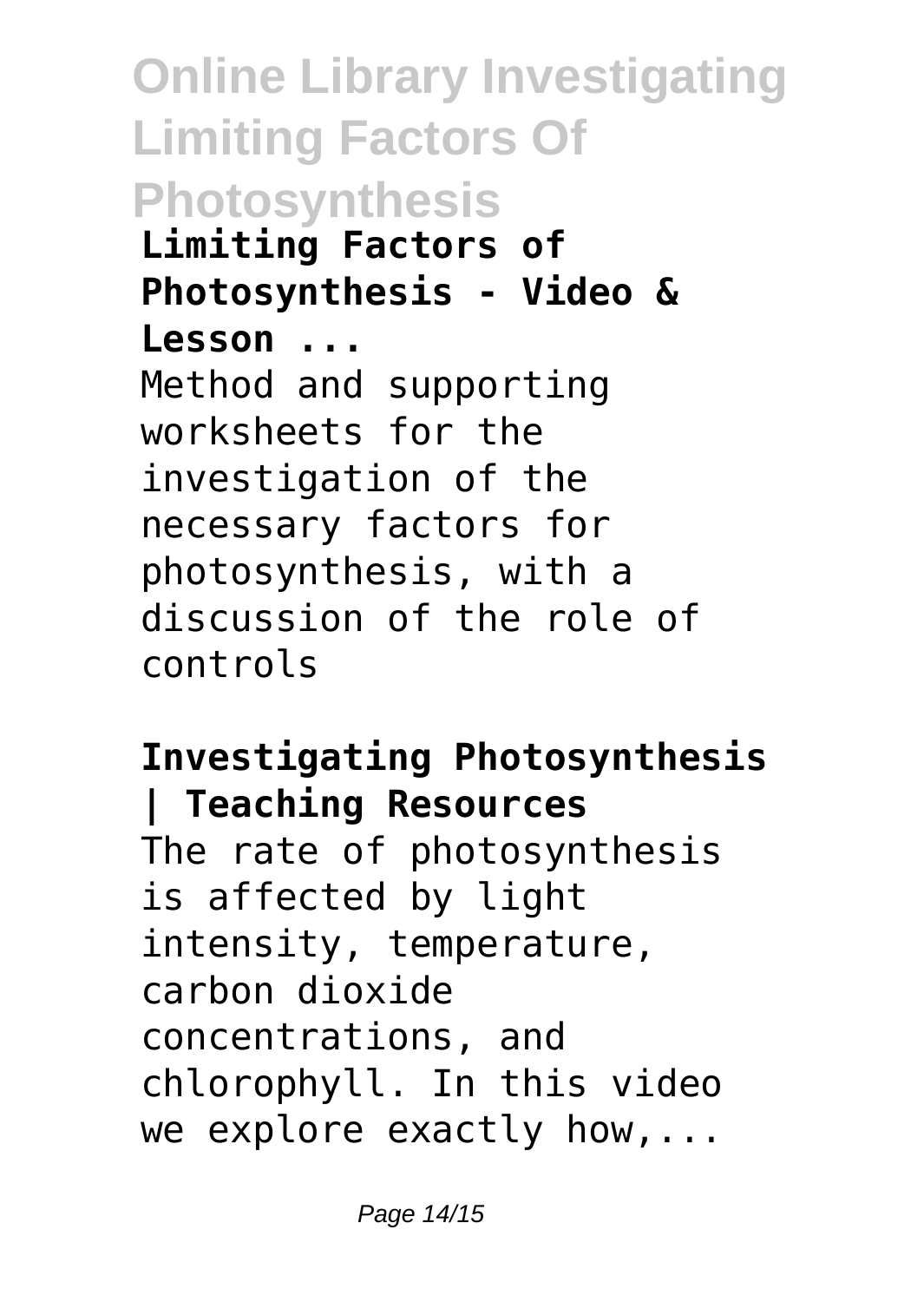**Limiting Factors of Photosynthesis - Video & Lesson ...**

Method and supporting worksheets for the investigation of the necessary factors for photosynthesis, with a discussion of the role of controls

**Investigating Photosynthesis | Teaching Resources**

The rate of photosynthesis is affected by light intensity, temperature, carbon dioxide concentrations, and chlorophyll. In this video we explore exactly how,...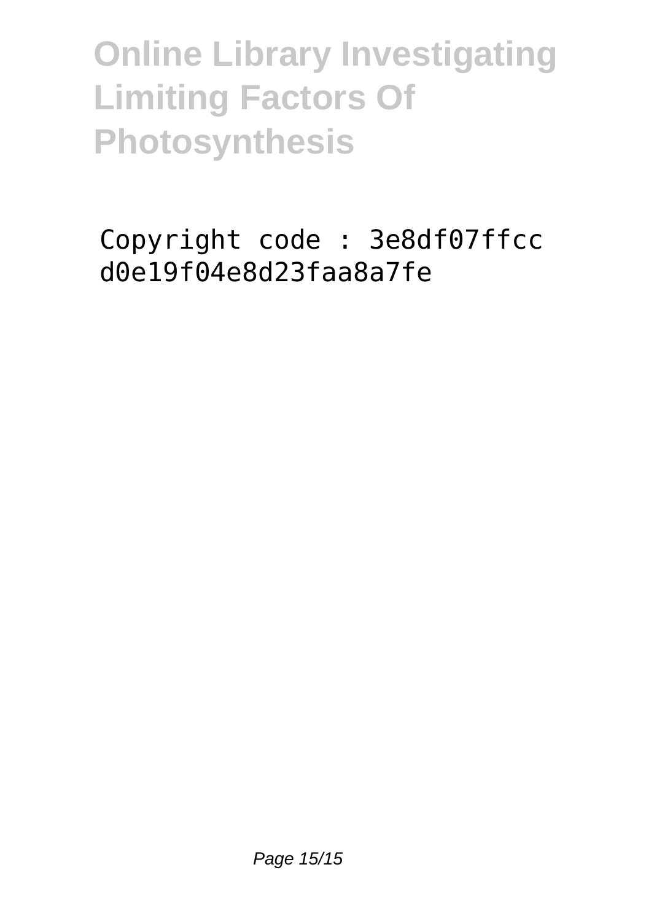Copyright code : 3e8df07ffccd0e19f04e8d23faa8a7fe